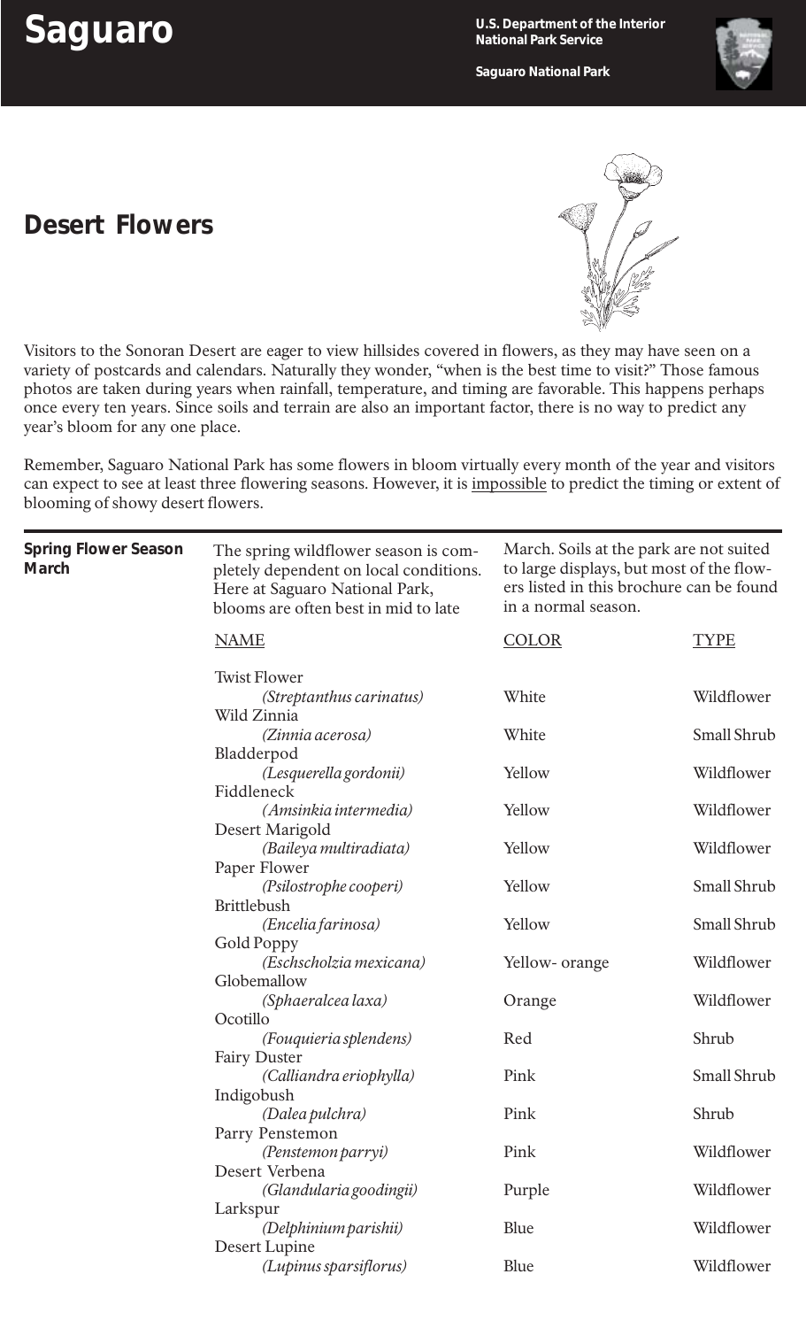# Saguaro

U.S. Department of the Interior
National Park Service

Saguaro National Park

## Desert Flowers

Visitors to the Sonoran Desert are eager to view hillsides covered in flowers, as they may have seen on a variety of postcards and calendars. Naturally they wonder, "when is the best time to visit?" Those famous photos are taken during years when rainfall, temperature, and timing are favorable. This happens perhaps once every ten years. Since soils and terrain are also an important factor, there is no way to predict any year's bloom for any one place.

Remember, Saguaro National Park has some flowers in bloom virtually every month of the year and visitors can expect to see at least three flowering seasons. However, it is <u>impossible</u> to predict the timing or extent of blooming of showy desert flowers.

### Spring Flower Season March

The spring wildflower season is completely dependent on local conditions. Here at Saguaro National Park, blooms are often best in mid to late March. Soils at the park are not suited to large displays, but most of the flowers listed in this brochure can be found in a normal season.

| NAME | COLOR | TYPE |
|---|---|---|
| Twist Flower *(Streptanthus carinatus)* | White | Wildflower |
| Wild Zinnia *(Zinnia acerosa)* | White | Small Shrub |
| Bladderpod *(Lesquerella gordonii)* | Yellow | Wildflower |
| Fiddleneck *(Amsinkia intermedia)* | Yellow | Wildflower |
| Desert Marigold *(Baileya multiradiata)* | Yellow | Wildflower |
| Paper Flower *(Psilostrophe cooperi)* | Yellow | Small Shrub |
| Brittlebush *(Encelia farinosa)* | Yellow | Small Shrub |
| Gold Poppy *(Eschscholzia mexicana)* | Yellow- orange | Wildflower |
| Globemallow *(Sphaeralcea laxa)* | Orange | Wildflower |
| Ocotillo *(Fouquieria splendens)* | Red | Shrub |
| Fairy Duster *(Calliandra eriophylla)* | Pink | Small Shrub |
| Indigobush *(Dalea pulchra)* | Pink | Shrub |
| Parry Penstemon *(Penstemon parryi)* | Pink | Wildflower |
| Desert Verbena *(Glandularia goodingii)* | Purple | Wildflower |
| Larkspur *(Delphinium parishii)* | Blue | Wildflower |
| Desert Lupine *(Lupinus sparsiflorus)* | Blue | Wildflower |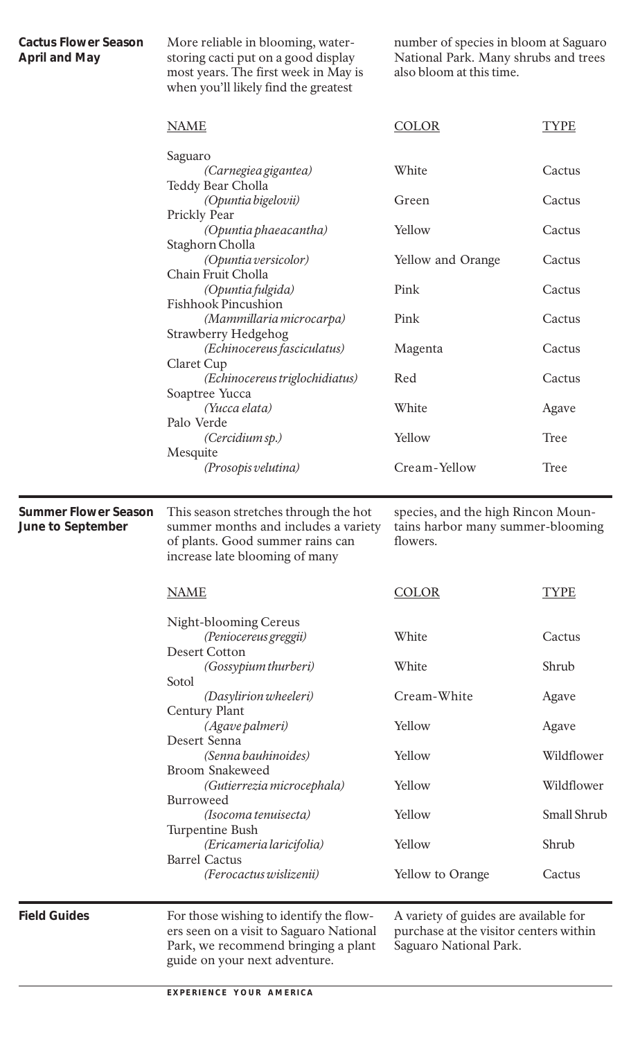## Cactus Flower Season April and May

More reliable in blooming, water-storing cacti put on a good display most years. The first week in May is when you'll likely find the greatest number of species in bloom at Saguaro National Park. Many shrubs and trees also bloom at this time.

| NAME | COLOR | TYPE |
|---|---|---|
| Saguaro *(Carnegiea gigantea)* | White | Cactus |
| Teddy Bear Cholla *(Opuntia bigelovii)* | Green | Cactus |
| Prickly Pear *(Opuntia phaeacantha)* | Yellow | Cactus |
| Staghorn Cholla *(Opuntia versicolor)* | Yellow and Orange | Cactus |
| Chain Fruit Cholla *(Opuntia fulgida)* | Pink | Cactus |
| Fishhook Pincushion *(Mammillaria microcarpa)* | Pink | Cactus |
| Strawberry Hedgehog *(Echinocereus fasciculatus)* | Magenta | Cactus |
| Claret Cup *(Echinocereus triglochidiatus)* | Red | Cactus |
| Soaptree Yucca *(Yucca elata)* | White | Agave |
| Palo Verde *(Cercidium sp.)* | Yellow | Tree |
| Mesquite *(Prosopis velutina)* | Cream-Yellow | Tree |

## Summer Flower Season June to September

This season stretches through the hot summer months and includes a variety of plants. Good summer rains can increase late blooming of many species, and the high Rincon Mountains harbor many summer-blooming flowers.

| NAME | COLOR | TYPE |
|---|---|---|
| Night-blooming Cereus *(Peniocereus greggii)* | White | Cactus |
| Desert Cotton *(Gossypium thurberi)* | White | Shrub |
| Sotol *(Dasylirion wheeleri)* | Cream-White | Agave |
| Century Plant *(Agave palmeri)* | Yellow | Agave |
| Desert Senna *(Senna bauhinoides)* | Yellow | Wildflower |
| Broom Snakeweed *(Gutierrezia microcephala)* | Yellow | Wildflower |
| Burroweed *(Isocoma tenuisecta)* | Yellow | Small Shrub |
| Turpentine Bush *(Ericameria laricifolia)* | Yellow | Shrub |
| Barrel Cactus *(Ferocactus wislizenii)* | Yellow to Orange | Cactus |

## Field Guides

For those wishing to identify the flowers seen on a visit to Saguaro National Park, we recommend bringing a plant guide on your next adventure. A variety of guides are available for purchase at the visitor centers within Saguaro National Park.